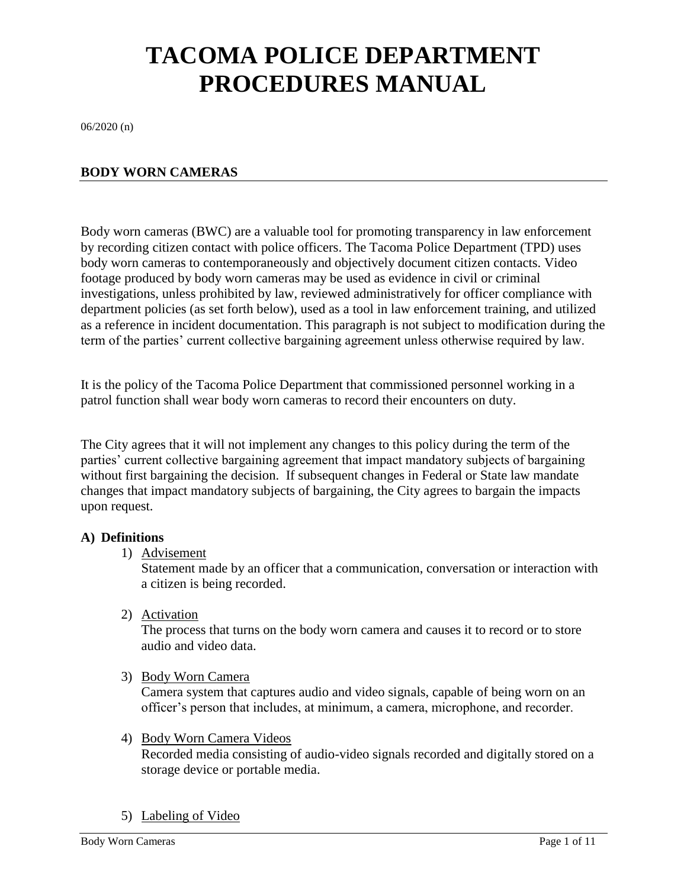# TACOMA POLICE DEPARTMENT PROCEDURES MANUAL

06/2020 (n)

## BODY WORN CAMERAS

Body worn cameras (BWC) are a valuable tool for promoting transparency in law enforcement by recording citizen contact with police officers. The Tacoma Police Department (TPD) uses body worn cameras to contemporaneously and objectively document citizen contacts. Video footage produced by body worn cameras may be used as evidence in civil or criminal investigations, unless prohibited by law, reviewed administratively for officer compliance with department policies (as set forth below), used as a tool in law enforcement training, and utilized as a reference in incident documentation. This paragraph is not subject to modification during the term of the parties' current collective bargaining agreement unless otherwise required by law.

It is the policy of the Tacoma Police Department that commissioned personnel working in a patrol function shall wear body worn cameras to record their encounters on duty.

The City agrees that it will not implement any changes to this policy during the term of the parties' current collective bargaining agreement that impact mandatory subjects of bargaining without first bargaining the decision. If subsequent changes in Federal or State law mandate changes that impact mandatory subjects of bargaining, the City agrees to bargain the impacts upon request.

### A) Definitions

1) Advisement
   Statement made by an officer that a communication, conversation or interaction with a citizen is being recorded.

2) Activation
   The process that turns on the body worn camera and causes it to record or to store audio and video data.

3) Body Worn Camera
   Camera system that captures audio and video signals, capable of being worn on an officer's person that includes, at minimum, a camera, microphone, and recorder.

4) Body Worn Camera Videos
   Recorded media consisting of audio-video signals recorded and digitally stored on a storage device or portable media.

5) Labeling of Video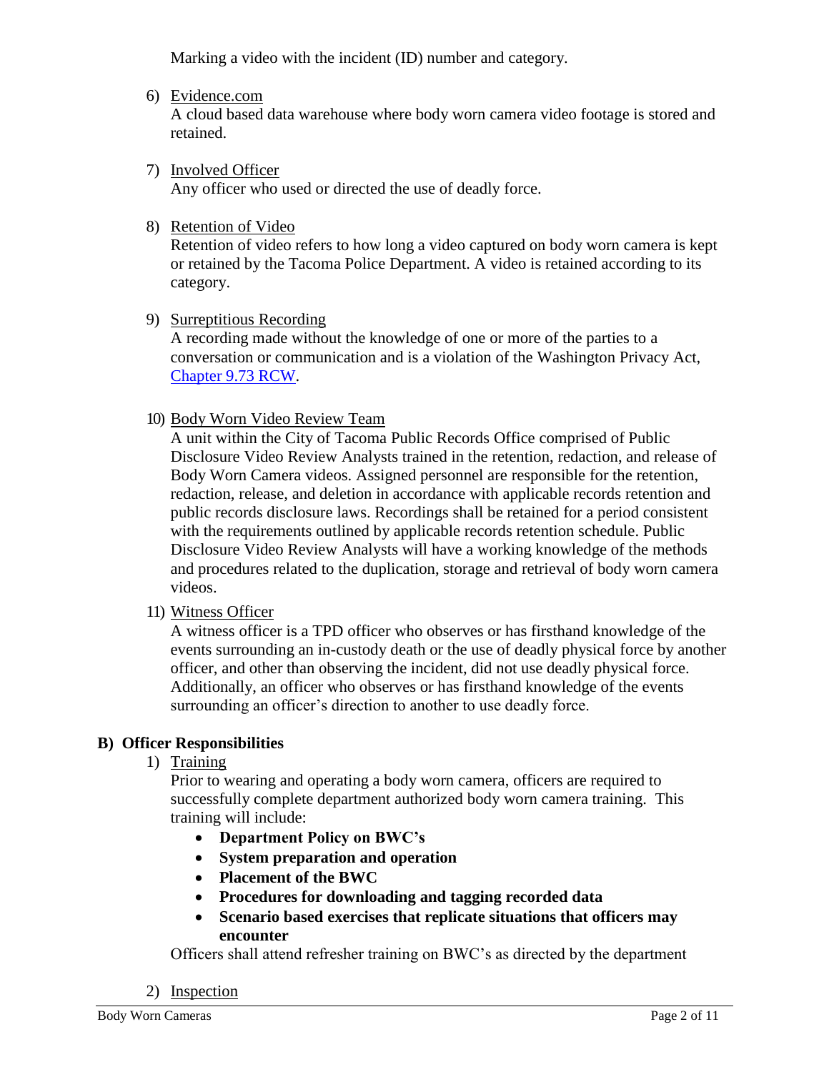Marking a video with the incident (ID) number and category.

6) Evidence.com

   A cloud based data warehouse where body worn camera video footage is stored and retained.

7) Involved Officer

   Any officer who used or directed the use of deadly force.

8) Retention of Video

   Retention of video refers to how long a video captured on body worn camera is kept or retained by the Tacoma Police Department. A video is retained according to its category.

9) Surreptitious Recording

   A recording made without the knowledge of one or more of the parties to a conversation or communication and is a violation of the Washington Privacy Act, Chapter 9.73 RCW.

10) Body Worn Video Review Team

    A unit within the City of Tacoma Public Records Office comprised of Public Disclosure Video Review Analysts trained in the retention, redaction, and release of Body Worn Camera videos. Assigned personnel are responsible for the retention, redaction, release, and deletion in accordance with applicable records retention and public records disclosure laws. Recordings shall be retained for a period consistent with the requirements outlined by applicable records retention schedule. Public Disclosure Video Review Analysts will have a working knowledge of the methods and procedures related to the duplication, storage and retrieval of body worn camera videos.

11) Witness Officer

    A witness officer is a TPD officer who observes or has firsthand knowledge of the events surrounding an in-custody death or the use of deadly physical force by another officer, and other than observing the incident, did not use deadly physical force. Additionally, an officer who observes or has firsthand knowledge of the events surrounding an officer's direction to another to use deadly force.

## B) Officer Responsibilities

1) Training

   Prior to wearing and operating a body worn camera, officers are required to successfully complete department authorized body worn camera training. This training will include:

   - **Department Policy on BWC's**
   - **System preparation and operation**
   - **Placement of the BWC**
   - **Procedures for downloading and tagging recorded data**
   - **Scenario based exercises that replicate situations that officers may encounter**

   Officers shall attend refresher training on BWC's as directed by the department

2) Inspection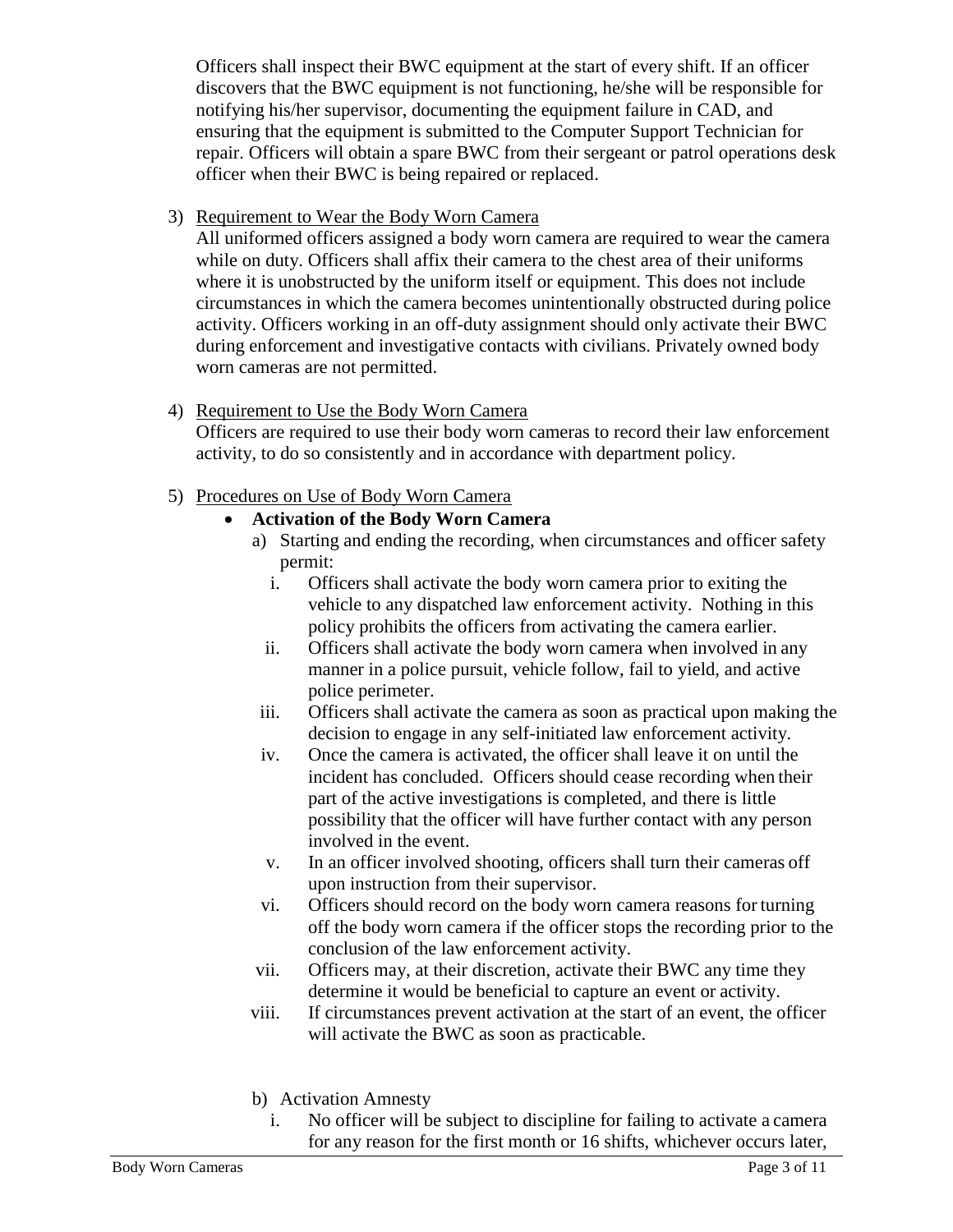Officers shall inspect their BWC equipment at the start of every shift. If an officer discovers that the BWC equipment is not functioning, he/she will be responsible for notifying his/her supervisor, documenting the equipment failure in CAD, and ensuring that the equipment is submitted to the Computer Support Technician for repair. Officers will obtain a spare BWC from their sergeant or patrol operations desk officer when their BWC is being repaired or replaced.

3) Requirement to Wear the Body Worn Camera

All uniformed officers assigned a body worn camera are required to wear the camera while on duty. Officers shall affix their camera to the chest area of their uniforms where it is unobstructed by the uniform itself or equipment. This does not include circumstances in which the camera becomes unintentionally obstructed during police activity. Officers working in an off-duty assignment should only activate their BWC during enforcement and investigative contacts with civilians. Privately owned body worn cameras are not permitted.

4) Requirement to Use the Body Worn Camera

Officers are required to use their body worn cameras to record their law enforcement activity, to do so consistently and in accordance with department policy.

5) Procedures on Use of Body Worn Camera

- **Activation of the Body Worn Camera**
  - a) Starting and ending the recording, when circumstances and officer safety permit:
    - i. Officers shall activate the body worn camera prior to exiting the vehicle to any dispatched law enforcement activity. Nothing in this policy prohibits the officers from activating the camera earlier.
    - ii. Officers shall activate the body worn camera when involved in any manner in a police pursuit, vehicle follow, fail to yield, and active police perimeter.
    - iii. Officers shall activate the camera as soon as practical upon making the decision to engage in any self-initiated law enforcement activity.
    - iv. Once the camera is activated, the officer shall leave it on until the incident has concluded. Officers should cease recording when their part of the active investigations is completed, and there is little possibility that the officer will have further contact with any person involved in the event.
    - v. In an officer involved shooting, officers shall turn their cameras off upon instruction from their supervisor.
    - vi. Officers should record on the body worn camera reasons for turning off the body worn camera if the officer stops the recording prior to the conclusion of the law enforcement activity.
    - vii. Officers may, at their discretion, activate their BWC any time they determine it would be beneficial to capture an event or activity.
    - viii. If circumstances prevent activation at the start of an event, the officer will activate the BWC as soon as practicable.
  - b) Activation Amnesty
    - i. No officer will be subject to discipline for failing to activate a camera for any reason for the first month or 16 shifts, whichever occurs later,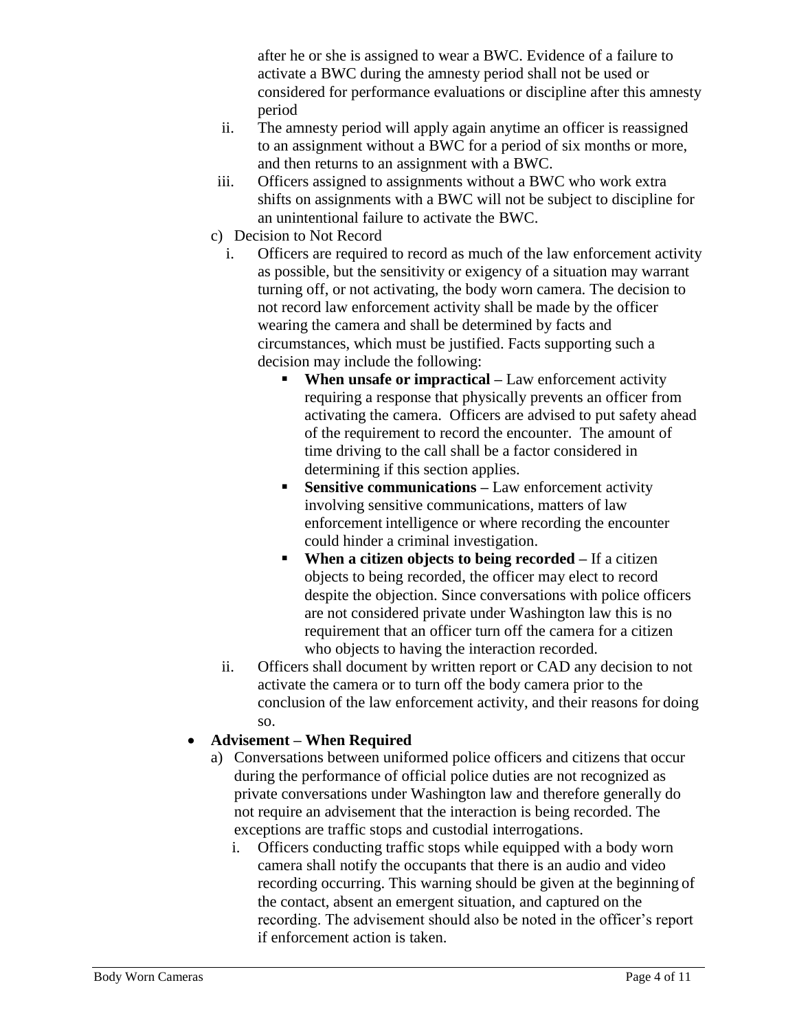after he or she is assigned to wear a BWC. Evidence of a failure to activate a BWC during the amnesty period shall not be used or considered for performance evaluations or discipline after this amnesty period

ii. The amnesty period will apply again anytime an officer is reassigned to an assignment without a BWC for a period of six months or more, and then returns to an assignment with a BWC.

iii. Officers assigned to assignments without a BWC who work extra shifts on assignments with a BWC will not be subject to discipline for an unintentional failure to activate the BWC.

c) Decision to Not Record

i. Officers are required to record as much of the law enforcement activity as possible, but the sensitivity or exigency of a situation may warrant turning off, or not activating, the body worn camera. The decision to not record law enforcement activity shall be made by the officer wearing the camera and shall be determined by facts and circumstances, which must be justified. Facts supporting such a decision may include the following:

- **When unsafe or impractical –** Law enforcement activity requiring a response that physically prevents an officer from activating the camera. Officers are advised to put safety ahead of the requirement to record the encounter. The amount of time driving to the call shall be a factor considered in determining if this section applies.
- **Sensitive communications –** Law enforcement activity involving sensitive communications, matters of law enforcement intelligence or where recording the encounter could hinder a criminal investigation.
- **When a citizen objects to being recorded –** If a citizen objects to being recorded, the officer may elect to record despite the objection. Since conversations with police officers are not considered private under Washington law this is no requirement that an officer turn off the camera for a citizen who objects to having the interaction recorded.

ii. Officers shall document by written report or CAD any decision to not activate the camera or to turn off the body camera prior to the conclusion of the law enforcement activity, and their reasons for doing so.

- **Advisement – When Required**

a) Conversations between uniformed police officers and citizens that occur during the performance of official police duties are not recognized as private conversations under Washington law and therefore generally do not require an advisement that the interaction is being recorded. The exceptions are traffic stops and custodial interrogations.

i. Officers conducting traffic stops while equipped with a body worn camera shall notify the occupants that there is an audio and video recording occurring. This warning should be given at the beginning of the contact, absent an emergent situation, and captured on the recording. The advisement should also be noted in the officer's report if enforcement action is taken.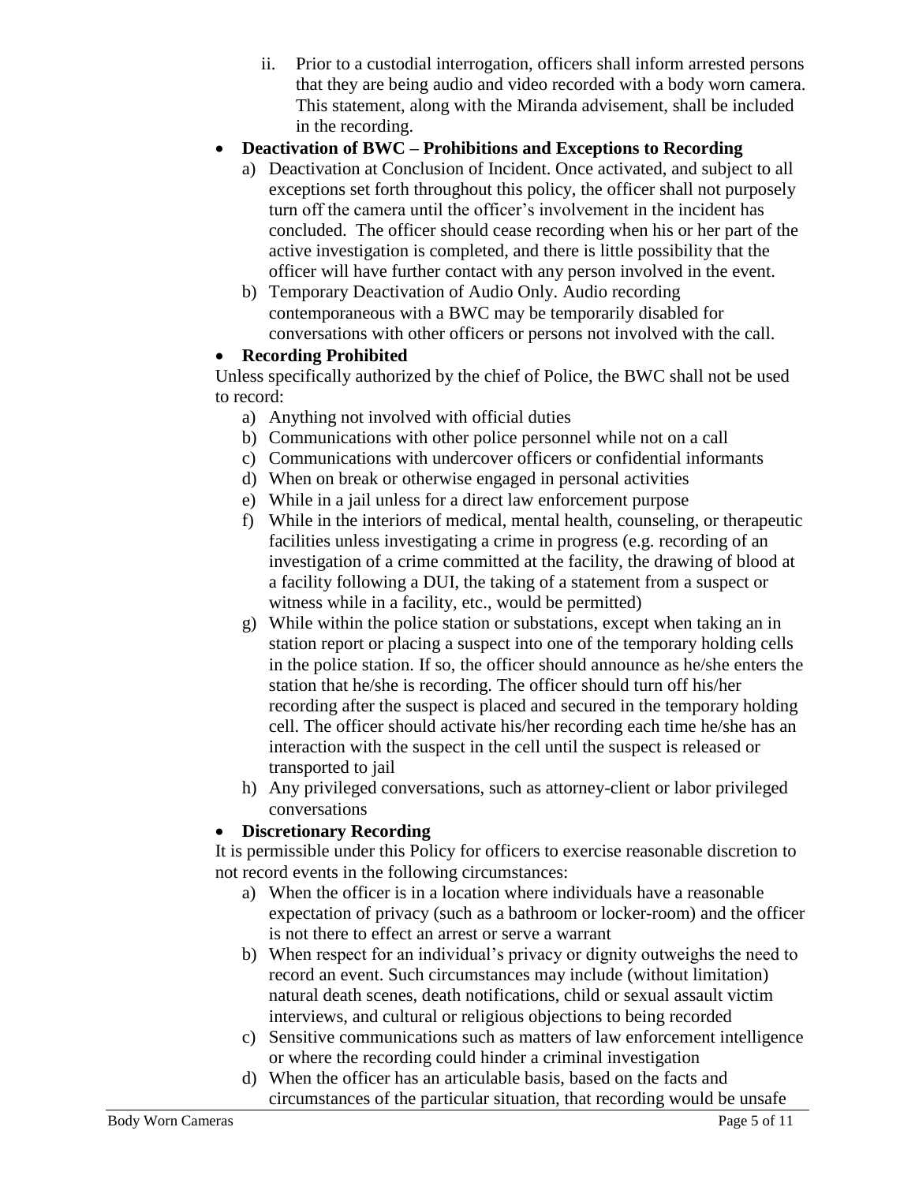ii. Prior to a custodial interrogation, officers shall inform arrested persons that they are being audio and video recorded with a body worn camera. This statement, along with the Miranda advisement, shall be included in the recording.

- **Deactivation of BWC – Prohibitions and Exceptions to Recording**
  a) Deactivation at Conclusion of Incident. Once activated, and subject to all exceptions set forth throughout this policy, the officer shall not purposely turn off the camera until the officer's involvement in the incident has concluded. The officer should cease recording when his or her part of the active investigation is completed, and there is little possibility that the officer will have further contact with any person involved in the event.
  b) Temporary Deactivation of Audio Only. Audio recording contemporaneous with a BWC may be temporarily disabled for conversations with other officers or persons not involved with the call.

- **Recording Prohibited**

Unless specifically authorized by the chief of Police, the BWC shall not be used to record:

  a) Anything not involved with official duties
  b) Communications with other police personnel while not on a call
  c) Communications with undercover officers or confidential informants
  d) When on break or otherwise engaged in personal activities
  e) While in a jail unless for a direct law enforcement purpose
  f) While in the interiors of medical, mental health, counseling, or therapeutic facilities unless investigating a crime in progress (e.g. recording of an investigation of a crime committed at the facility, the drawing of blood at a facility following a DUI, the taking of a statement from a suspect or witness while in a facility, etc., would be permitted)
  g) While within the police station or substations, except when taking an in station report or placing a suspect into one of the temporary holding cells in the police station. If so, the officer should announce as he/she enters the station that he/she is recording. The officer should turn off his/her recording after the suspect is placed and secured in the temporary holding cell. The officer should activate his/her recording each time he/she has an interaction with the suspect in the cell until the suspect is released or transported to jail
  h) Any privileged conversations, such as attorney-client or labor privileged conversations

- **Discretionary Recording**

It is permissible under this Policy for officers to exercise reasonable discretion to not record events in the following circumstances:

  a) When the officer is in a location where individuals have a reasonable expectation of privacy (such as a bathroom or locker-room) and the officer is not there to effect an arrest or serve a warrant
  b) When respect for an individual's privacy or dignity outweighs the need to record an event. Such circumstances may include (without limitation) natural death scenes, death notifications, child or sexual assault victim interviews, and cultural or religious objections to being recorded
  c) Sensitive communications such as matters of law enforcement intelligence or where the recording could hinder a criminal investigation
  d) When the officer has an articulable basis, based on the facts and circumstances of the particular situation, that recording would be unsafe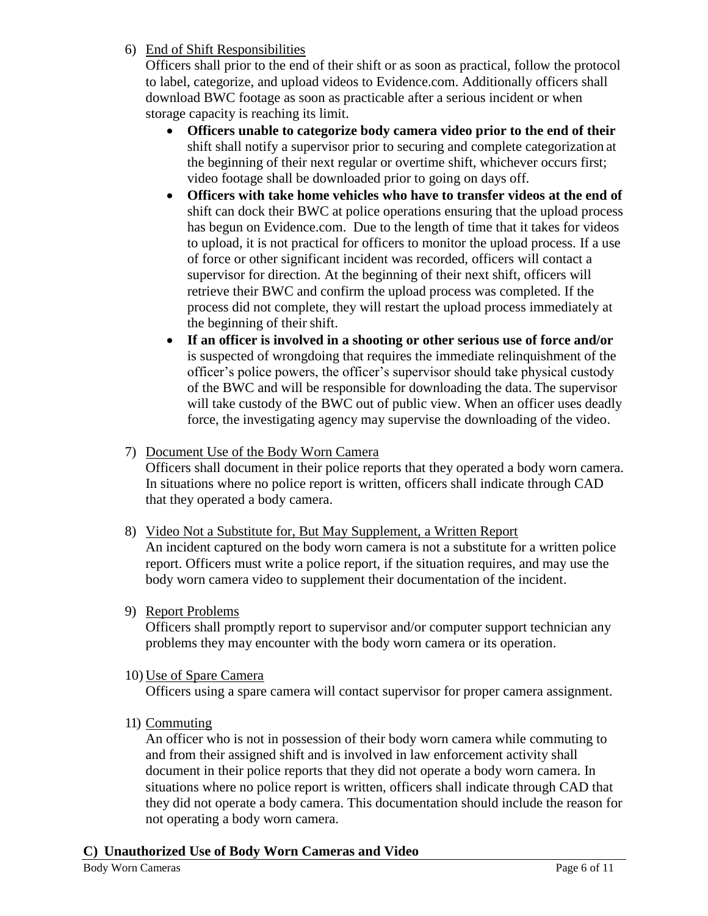6) <u>End of Shift Responsibilities</u>

   Officers shall prior to the end of their shift or as soon as practical, follow the protocol to label, categorize, and upload videos to Evidence.com. Additionally officers shall download BWC footage as soon as practicable after a serious incident or when storage capacity is reaching its limit.

   - **Officers unable to categorize body camera video prior to the end of their** shift shall notify a supervisor prior to securing and complete categorization at the beginning of their next regular or overtime shift, whichever occurs first; video footage shall be downloaded prior to going on days off.
   - **Officers with take home vehicles who have to transfer videos at the end of** shift can dock their BWC at police operations ensuring that the upload process has begun on Evidence.com. Due to the length of time that it takes for videos to upload, it is not practical for officers to monitor the upload process. If a use of force or other significant incident was recorded, officers will contact a supervisor for direction. At the beginning of their next shift, officers will retrieve their BWC and confirm the upload process was completed. If the process did not complete, they will restart the upload process immediately at the beginning of their shift.
   - **If an officer is involved in a shooting or other serious use of force and/or** is suspected of wrongdoing that requires the immediate relinquishment of the officer's police powers, the officer's supervisor should take physical custody of the BWC and will be responsible for downloading the data. The supervisor will take custody of the BWC out of public view. When an officer uses deadly force, the investigating agency may supervise the downloading of the video.

7) <u>Document Use of the Body Worn Camera</u>

   Officers shall document in their police reports that they operated a body worn camera. In situations where no police report is written, officers shall indicate through CAD that they operated a body camera.

8) <u>Video Not a Substitute for, But May Supplement, a Written Report</u>

   An incident captured on the body worn camera is not a substitute for a written police report. Officers must write a police report, if the situation requires, and may use the body worn camera video to supplement their documentation of the incident.

9) <u>Report Problems</u>

   Officers shall promptly report to supervisor and/or computer support technician any problems they may encounter with the body worn camera or its operation.

10) <u>Use of Spare Camera</u>

    Officers using a spare camera will contact supervisor for proper camera assignment.

11) <u>Commuting</u>

    An officer who is not in possession of their body worn camera while commuting to and from their assigned shift and is involved in law enforcement activity shall document in their police reports that they did not operate a body worn camera. In situations where no police report is written, officers shall indicate through CAD that they did not operate a body camera. This documentation should include the reason for not operating a body worn camera.

## C) Unauthorized Use of Body Worn Cameras and Video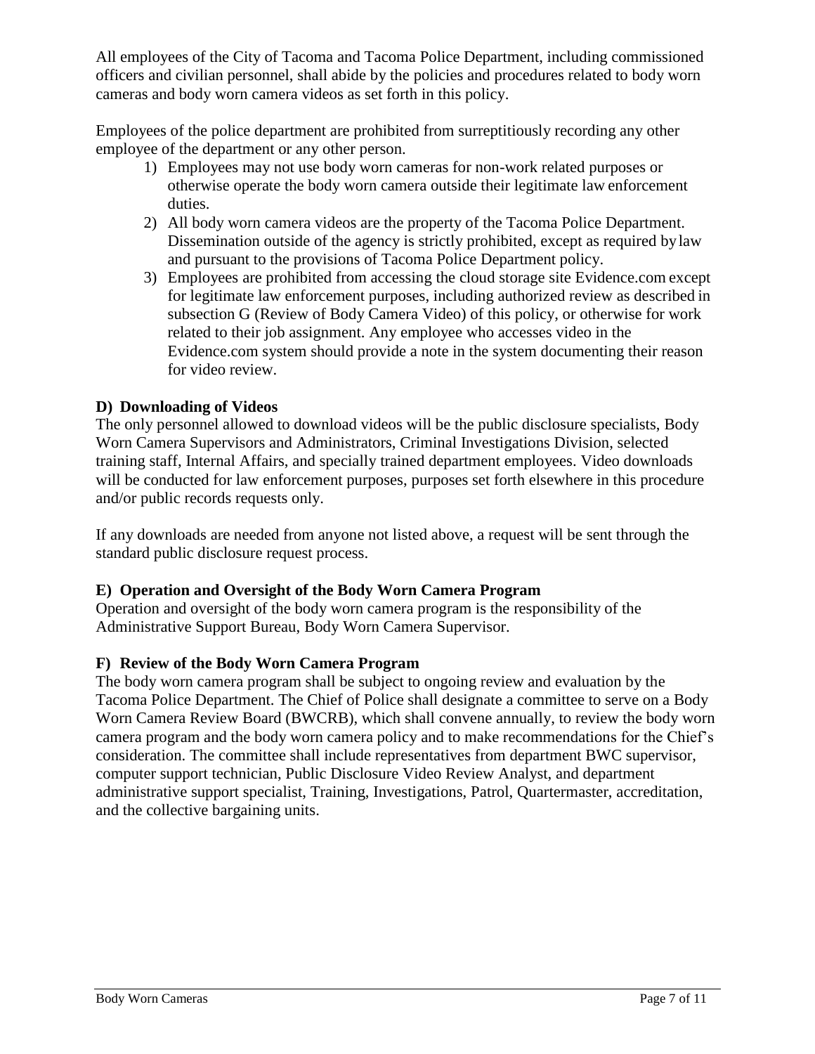All employees of the City of Tacoma and Tacoma Police Department, including commissioned officers and civilian personnel, shall abide by the policies and procedures related to body worn cameras and body worn camera videos as set forth in this policy.

Employees of the police department are prohibited from surreptitiously recording any other employee of the department or any other person.

1) Employees may not use body worn cameras for non-work related purposes or otherwise operate the body worn camera outside their legitimate law enforcement duties.
2) All body worn camera videos are the property of the Tacoma Police Department. Dissemination outside of the agency is strictly prohibited, except as required by law and pursuant to the provisions of Tacoma Police Department policy.
3) Employees are prohibited from accessing the cloud storage site Evidence.com except for legitimate law enforcement purposes, including authorized review as described in subsection G (Review of Body Camera Video) of this policy, or otherwise for work related to their job assignment. Any employee who accesses video in the Evidence.com system should provide a note in the system documenting their reason for video review.

**D) Downloading of Videos**

The only personnel allowed to download videos will be the public disclosure specialists, Body Worn Camera Supervisors and Administrators, Criminal Investigations Division, selected training staff, Internal Affairs, and specially trained department employees. Video downloads will be conducted for law enforcement purposes, purposes set forth elsewhere in this procedure and/or public records requests only.

If any downloads are needed from anyone not listed above, a request will be sent through the standard public disclosure request process.

**E) Operation and Oversight of the Body Worn Camera Program**

Operation and oversight of the body worn camera program is the responsibility of the Administrative Support Bureau, Body Worn Camera Supervisor.

**F) Review of the Body Worn Camera Program**

The body worn camera program shall be subject to ongoing review and evaluation by the Tacoma Police Department. The Chief of Police shall designate a committee to serve on a Body Worn Camera Review Board (BWCRB), which shall convene annually, to review the body worn camera program and the body worn camera policy and to make recommendations for the Chief's consideration. The committee shall include representatives from department BWC supervisor, computer support technician, Public Disclosure Video Review Analyst, and department administrative support specialist, Training, Investigations, Patrol, Quartermaster, accreditation, and the collective bargaining units.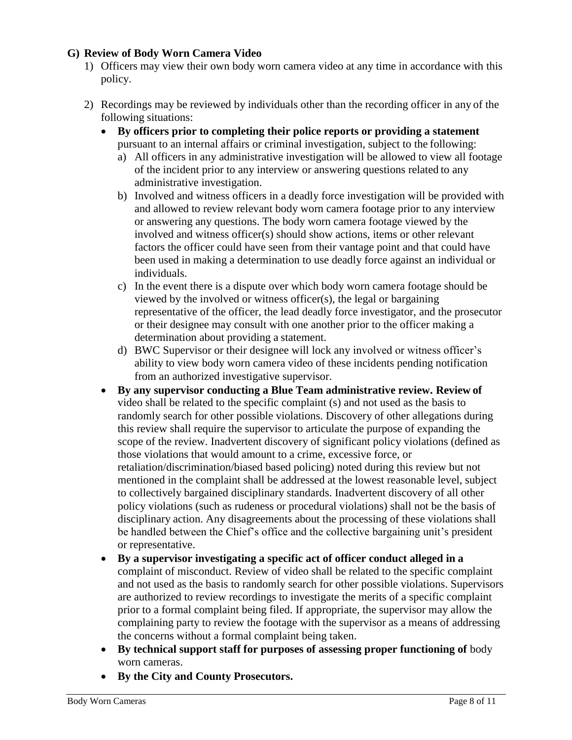**G) Review of Body Worn Camera Video**

1) Officers may view their own body worn camera video at any time in accordance with this policy.

2) Recordings may be reviewed by individuals other than the recording officer in any of the following situations:

   - **By officers prior to completing their police reports or providing a statement** pursuant to an internal affairs or criminal investigation, subject to the following:
     a) All officers in any administrative investigation will be allowed to view all footage of the incident prior to any interview or answering questions related to any administrative investigation.
     b) Involved and witness officers in a deadly force investigation will be provided with and allowed to review relevant body worn camera footage prior to any interview or answering any questions. The body worn camera footage viewed by the involved and witness officer(s) should show actions, items or other relevant factors the officer could have seen from their vantage point and that could have been used in making a determination to use deadly force against an individual or individuals.
     c) In the event there is a dispute over which body worn camera footage should be viewed by the involved or witness officer(s), the legal or bargaining representative of the officer, the lead deadly force investigator, and the prosecutor or their designee may consult with one another prior to the officer making a determination about providing a statement.
     d) BWC Supervisor or their designee will lock any involved or witness officer's ability to view body worn camera video of these incidents pending notification from an authorized investigative supervisor.
   - **By any supervisor conducting a Blue Team administrative review. Review of** video shall be related to the specific complaint (s) and not used as the basis to randomly search for other possible violations. Discovery of other allegations during this review shall require the supervisor to articulate the purpose of expanding the scope of the review. Inadvertent discovery of significant policy violations (defined as those violations that would amount to a crime, excessive force, or retaliation/discrimination/biased based policing) noted during this review but not mentioned in the complaint shall be addressed at the lowest reasonable level, subject to collectively bargained disciplinary standards. Inadvertent discovery of all other policy violations (such as rudeness or procedural violations) shall not be the basis of disciplinary action. Any disagreements about the processing of these violations shall be handled between the Chief's office and the collective bargaining unit's president or representative.
   - **By a supervisor investigating a specific act of officer conduct alleged in a** complaint of misconduct. Review of video shall be related to the specific complaint and not used as the basis to randomly search for other possible violations. Supervisors are authorized to review recordings to investigate the merits of a specific complaint prior to a formal complaint being filed. If appropriate, the supervisor may allow the complaining party to review the footage with the supervisor as a means of addressing the concerns without a formal complaint being taken.
   - **By technical support staff for purposes of assessing proper functioning of** body worn cameras.
   - **By the City and County Prosecutors.**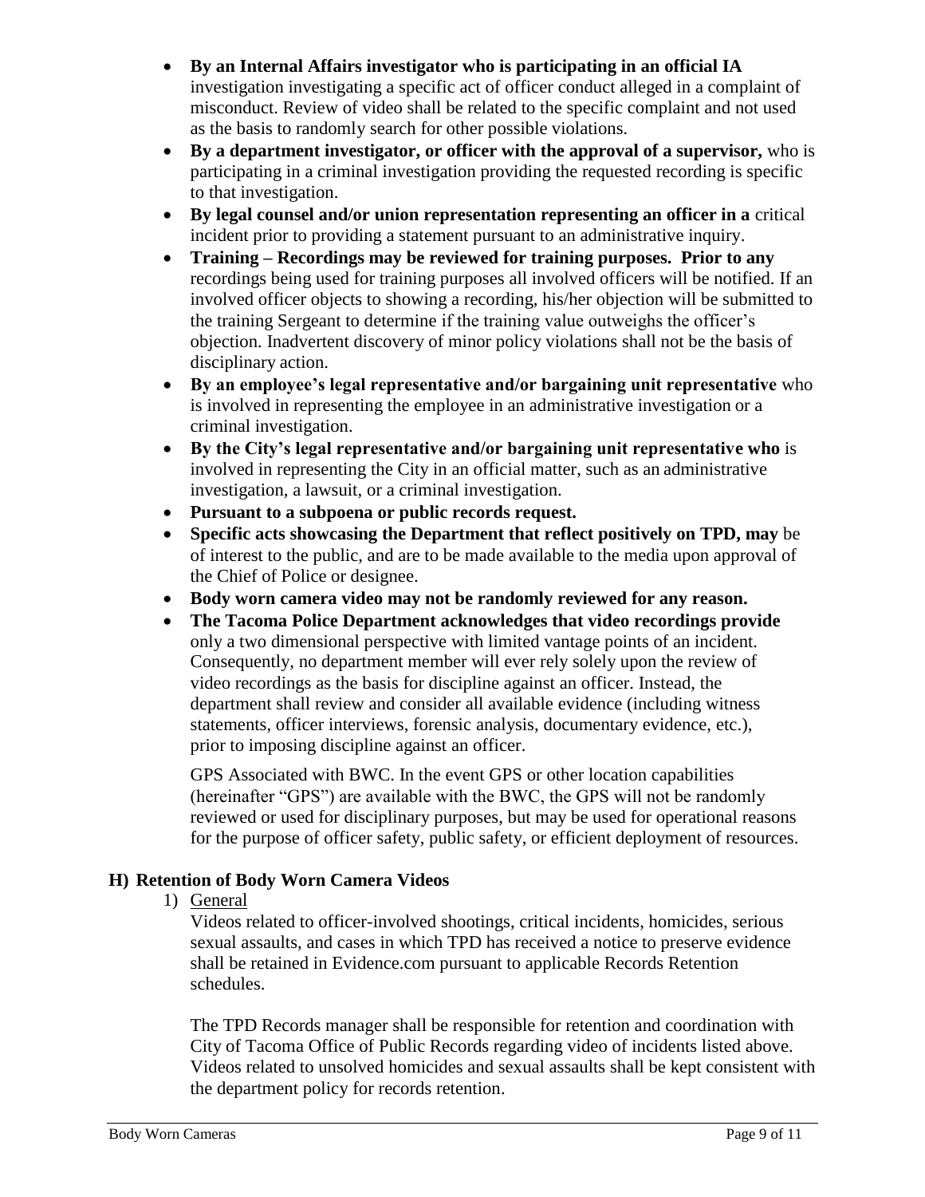- **By an Internal Affairs investigator who is participating in an official IA** investigation investigating a specific act of officer conduct alleged in a complaint of misconduct. Review of video shall be related to the specific complaint and not used as the basis to randomly search for other possible violations.
- **By a department investigator, or officer with the approval of a supervisor,** who is participating in a criminal investigation providing the requested recording is specific to that investigation.
- **By legal counsel and/or union representation representing an officer in a** critical incident prior to providing a statement pursuant to an administrative inquiry.
- **Training – Recordings may be reviewed for training purposes. Prior to any** recordings being used for training purposes all involved officers will be notified. If an involved officer objects to showing a recording, his/her objection will be submitted to the training Sergeant to determine if the training value outweighs the officer's objection. Inadvertent discovery of minor policy violations shall not be the basis of disciplinary action.
- **By an employee's legal representative and/or bargaining unit representative** who is involved in representing the employee in an administrative investigation or a criminal investigation.
- **By the City's legal representative and/or bargaining unit representative who** is involved in representing the City in an official matter, such as an administrative investigation, a lawsuit, or a criminal investigation.
- **Pursuant to a subpoena or public records request.**
- **Specific acts showcasing the Department that reflect positively on TPD, may** be of interest to the public, and are to be made available to the media upon approval of the Chief of Police or designee.
- **Body worn camera video may not be randomly reviewed for any reason.**
- **The Tacoma Police Department acknowledges that video recordings provide** only a two dimensional perspective with limited vantage points of an incident. Consequently, no department member will ever rely solely upon the review of video recordings as the basis for discipline against an officer. Instead, the department shall review and consider all available evidence (including witness statements, officer interviews, forensic analysis, documentary evidence, etc.), prior to imposing discipline against an officer.

  GPS Associated with BWC. In the event GPS or other location capabilities (hereinafter "GPS") are available with the BWC, the GPS will not be randomly reviewed or used for disciplinary purposes, but may be used for operational reasons for the purpose of officer safety, public safety, or efficient deployment of resources.

## H) Retention of Body Worn Camera Videos

1) General

Videos related to officer-involved shootings, critical incidents, homicides, serious sexual assaults, and cases in which TPD has received a notice to preserve evidence shall be retained in Evidence.com pursuant to applicable Records Retention schedules.

The TPD Records manager shall be responsible for retention and coordination with City of Tacoma Office of Public Records regarding video of incidents listed above. Videos related to unsolved homicides and sexual assaults shall be kept consistent with the department policy for records retention.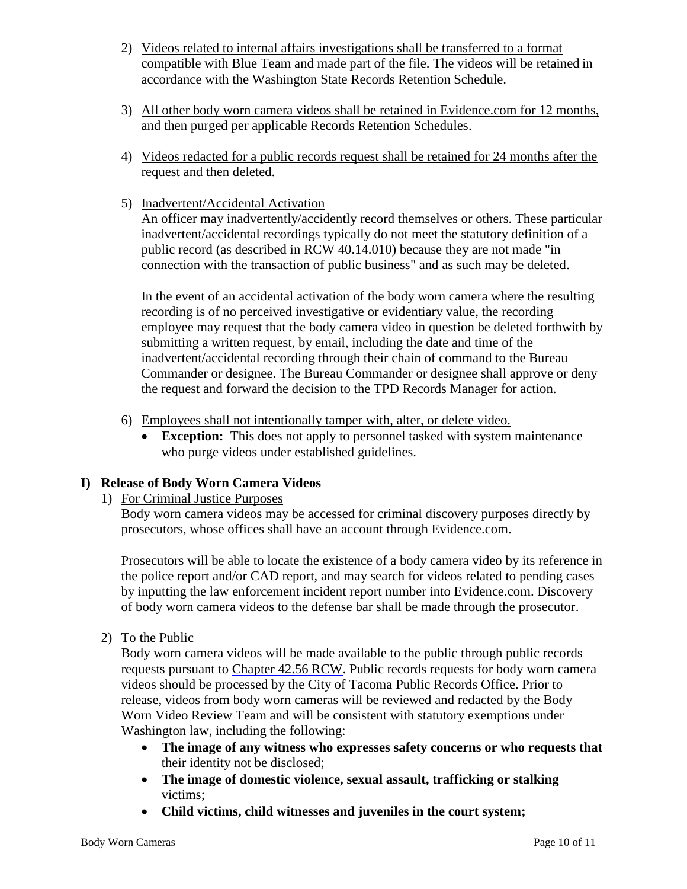2) Videos related to internal affairs investigations shall be transferred to a format compatible with Blue Team and made part of the file. The videos will be retained in accordance with the Washington State Records Retention Schedule.

3) All other body worn camera videos shall be retained in Evidence.com for 12 months, and then purged per applicable Records Retention Schedules.

4) Videos redacted for a public records request shall be retained for 24 months after the request and then deleted.

5) Inadvertent/Accidental Activation

   An officer may inadvertently/accidently record themselves or others. These particular inadvertent/accidental recordings typically do not meet the statutory definition of a public record (as described in RCW 40.14.010) because they are not made "in connection with the transaction of public business" and as such may be deleted.

   In the event of an accidental activation of the body worn camera where the resulting recording is of no perceived investigative or evidentiary value, the recording employee may request that the body camera video in question be deleted forthwith by submitting a written request, by email, including the date and time of the inadvertent/accidental recording through their chain of command to the Bureau Commander or designee. The Bureau Commander or designee shall approve or deny the request and forward the decision to the TPD Records Manager for action.

6) Employees shall not intentionally tamper with, alter, or delete video.
   - **Exception:** This does not apply to personnel tasked with system maintenance who purge videos under established guidelines.

## I) Release of Body Worn Camera Videos

1) For Criminal Justice Purposes

   Body worn camera videos may be accessed for criminal discovery purposes directly by prosecutors, whose offices shall have an account through Evidence.com.

   Prosecutors will be able to locate the existence of a body camera video by its reference in the police report and/or CAD report, and may search for videos related to pending cases by inputting the law enforcement incident report number into Evidence.com. Discovery of body worn camera videos to the defense bar shall be made through the prosecutor.

2) To the Public

   Body worn camera videos will be made available to the public through public records requests pursuant to Chapter 42.56 RCW. Public records requests for body worn camera videos should be processed by the City of Tacoma Public Records Office. Prior to release, videos from body worn cameras will be reviewed and redacted by the Body Worn Video Review Team and will be consistent with statutory exemptions under Washington law, including the following:
   - **The image of any witness who expresses safety concerns or who requests that** their identity not be disclosed;
   - **The image of domestic violence, sexual assault, trafficking or stalking** victims;
   - **Child victims, child witnesses and juveniles in the court system;**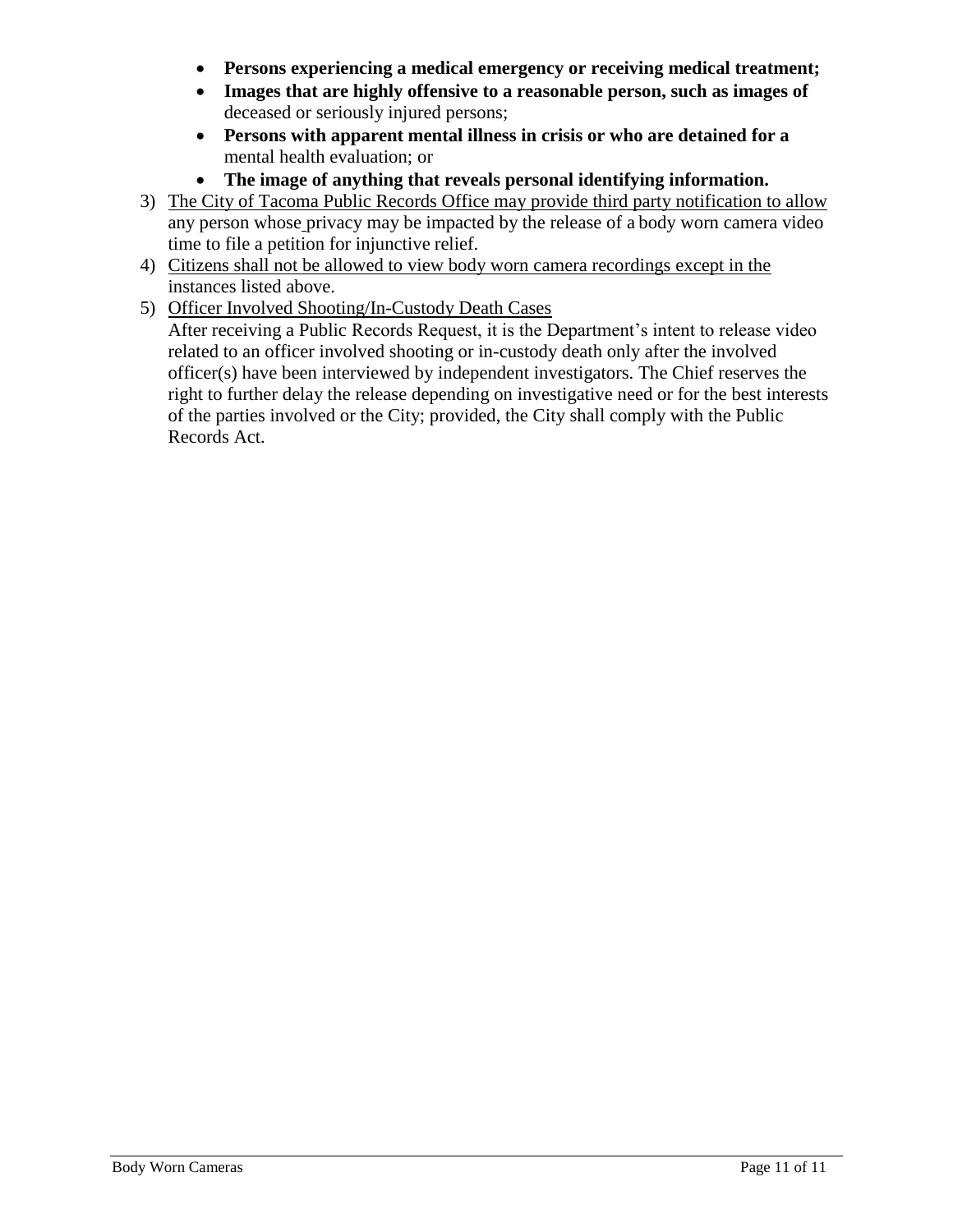- **Persons experiencing a medical emergency or receiving medical treatment;**
- **Images that are highly offensive to a reasonable person, such as images of** deceased or seriously injured persons;
- **Persons with apparent mental illness in crisis or who are detained for a** mental health evaluation; or
- **The image of anything that reveals personal identifying information.**

3) The City of Tacoma Public Records Office may provide third party notification to allow any person whose privacy may be impacted by the release of a body worn camera video time to file a petition for injunctive relief.
4) Citizens shall not be allowed to view body worn camera recordings except in the instances listed above.
5) Officer Involved Shooting/In-Custody Death Cases
   After receiving a Public Records Request, it is the Department's intent to release video related to an officer involved shooting or in-custody death only after the involved officer(s) have been interviewed by independent investigators. The Chief reserves the right to further delay the release depending on investigative need or for the best interests of the parties involved or the City; provided, the City shall comply with the Public Records Act.